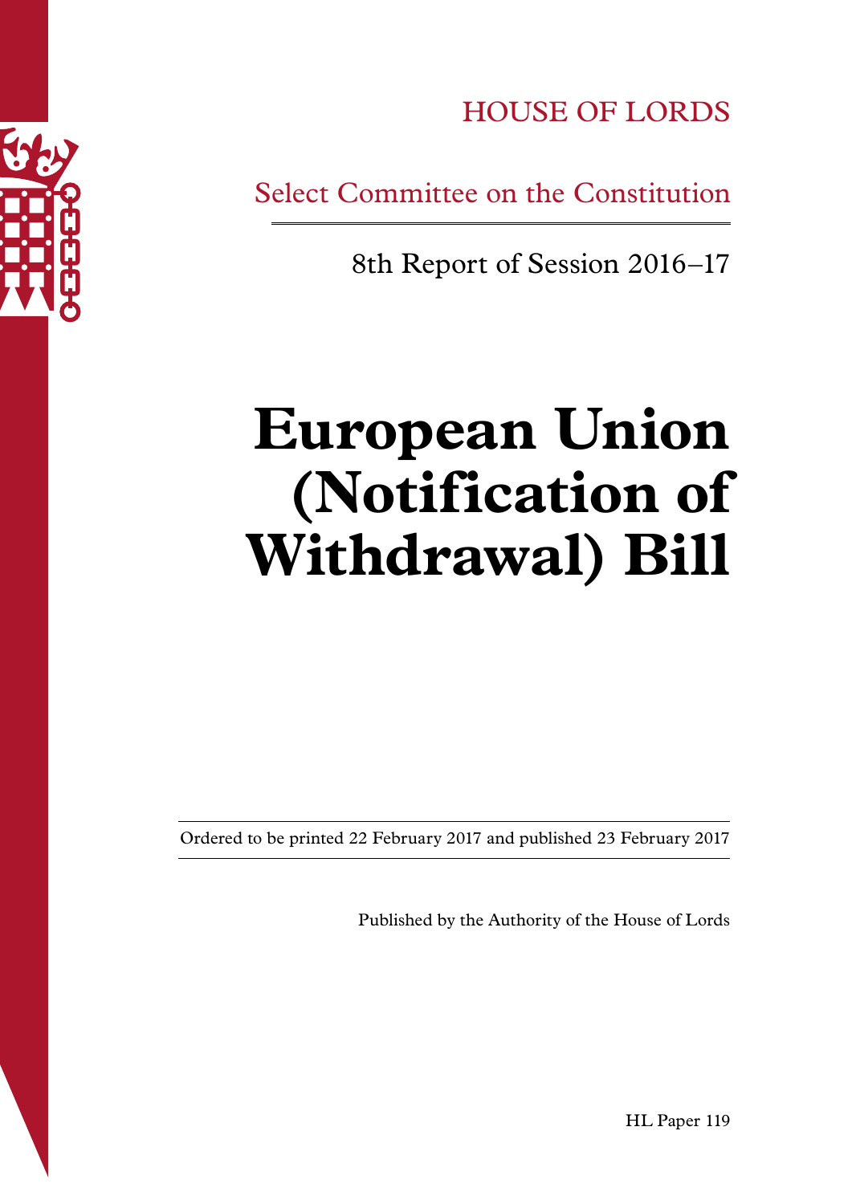HOUSE OF LORDS

Select Committee on the Constitution

8th Report of Session 2016–17

# European Union (Notification of Withdrawal) Bill

Ordered to be printed 22 February 2017 and published 23 February 2017

Published by the Authority of the House of Lords

HL Paper 119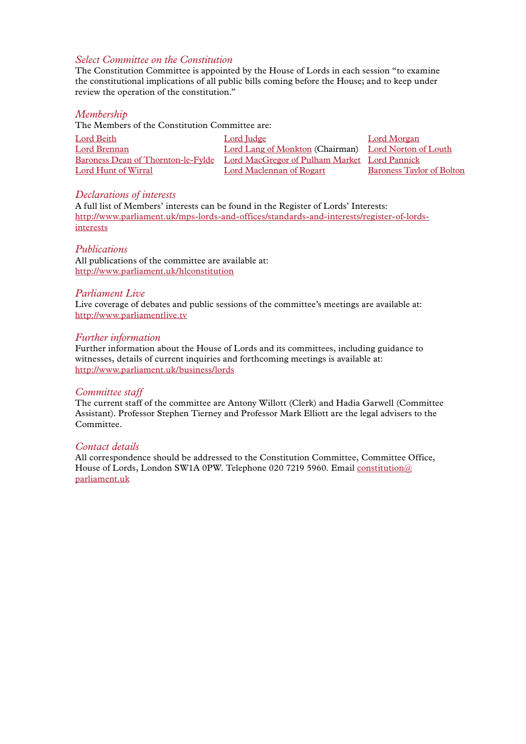## *Select Committee on the Constitution*

The Constitution Committee is appointed by the House of Lords in each session "to examine the constitutional implications of all public bills coming before the House; and to keep under review the operation of the constitution."

## *Membership*

The Members of the Constitution Committee are:

| | | |
|---|---|---|
| Lord Beith | Lord Judge | Lord Morgan |
| Lord Brennan | Lord Lang of Monkton (Chairman) | Lord Norton of Louth |
| Baroness Dean of Thornton-le-Fylde | Lord MacGregor of Pulham Market | Lord Pannick |
| Lord Hunt of Wirral | Lord Maclennan of Rogart | Baroness Taylor of Bolton |

## *Declarations of interests*

A full list of Members' interests can be found in the Register of Lords' Interests:
http://www.parliament.uk/mps-lords-and-offices/standards-and-interests/register-of-lords-interests

## *Publications*

All publications of the committee are available at:
http://www.parliament.uk/hlconstitution

## *Parliament Live*

Live coverage of debates and public sessions of the committee's meetings are available at:
http://www.parliamentlive.tv

## *Further information*

Further information about the House of Lords and its committees, including guidance to witnesses, details of current inquiries and forthcoming meetings is available at:
http://www.parliament.uk/business/lords

## *Committee staff*

The current staff of the committee are Antony Willott (Clerk) and Hadia Garwell (Committee Assistant). Professor Stephen Tierney and Professor Mark Elliott are the legal advisers to the Committee.

## *Contact details*

All correspondence should be addressed to the Constitution Committee, Committee Office, House of Lords, London SW1A 0PW. Telephone 020 7219 5960. Email constitution@parliament.uk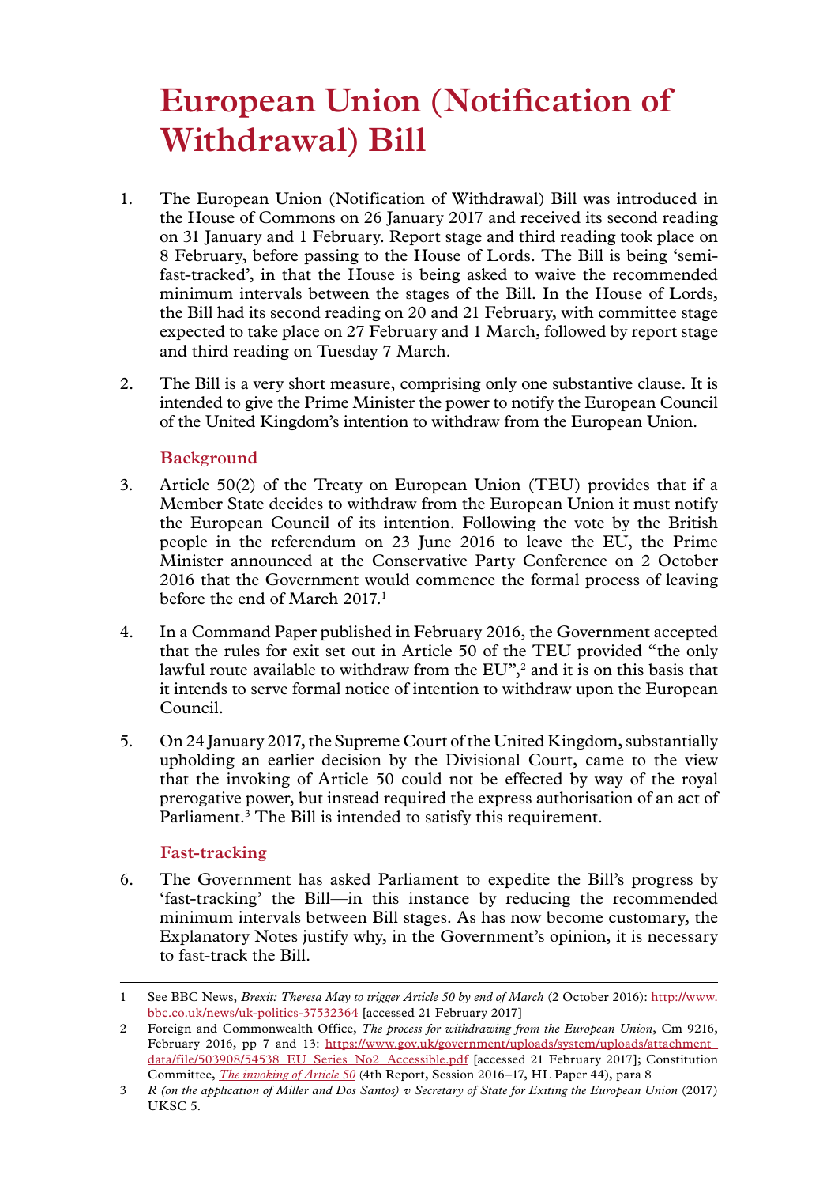# European Union (Notification of Withdrawal) Bill

1. The European Union (Notification of Withdrawal) Bill was introduced in the House of Commons on 26 January 2017 and received its second reading on 31 January and 1 February. Report stage and third reading took place on 8 February, before passing to the House of Lords. The Bill is being 'semi-fast-tracked', in that the House is being asked to waive the recommended minimum intervals between the stages of the Bill. In the House of Lords, the Bill had its second reading on 20 and 21 February, with committee stage expected to take place on 27 February and 1 March, followed by report stage and third reading on Tuesday 7 March.

2. The Bill is a very short measure, comprising only one substantive clause. It is intended to give the Prime Minister the power to notify the European Council of the United Kingdom's intention to withdraw from the European Union.

## Background

3. Article 50(2) of the Treaty on European Union (TEU) provides that if a Member State decides to withdraw from the European Union it must notify the European Council of its intention. Following the vote by the British people in the referendum on 23 June 2016 to leave the EU, the Prime Minister announced at the Conservative Party Conference on 2 October 2016 that the Government would commence the formal process of leaving before the end of March 2017.[1]

4. In a Command Paper published in February 2016, the Government accepted that the rules for exit set out in Article 50 of the TEU provided "the only lawful route available to withdraw from the EU",[2] and it is on this basis that it intends to serve formal notice of intention to withdraw upon the European Council.

5. On 24 January 2017, the Supreme Court of the United Kingdom, substantially upholding an earlier decision by the Divisional Court, came to the view that the invoking of Article 50 could not be effected by way of the royal prerogative power, but instead required the express authorisation of an act of Parliament.[3] The Bill is intended to satisfy this requirement.

## Fast-tracking

6. The Government has asked Parliament to expedite the Bill's progress by 'fast-tracking' the Bill—in this instance by reducing the recommended minimum intervals between Bill stages. As has now become customary, the Explanatory Notes justify why, in the Government's opinion, it is necessary to fast-track the Bill.

---

1 See BBC News, *Brexit: Theresa May to trigger Article 50 by end of March* (2 October 2016): http://www.bbc.co.uk/news/uk-politics-37532364 [accessed 21 February 2017]

2 Foreign and Commonwealth Office, *The process for withdrawing from the European Union*, Cm 9216, February 2016, pp 7 and 13: https://www.gov.uk/government/uploads/system/uploads/attachment_data/file/503908/54538_EU_Series_No2_Accessible.pdf [accessed 21 February 2017]; Constitution Committee, *The invoking of Article 50* (4th Report, Session 2016–17, HL Paper 44), para 8

3 *R (on the application of Miller and Dos Santos) v Secretary of State for Exiting the European Union* (2017) UKSC 5.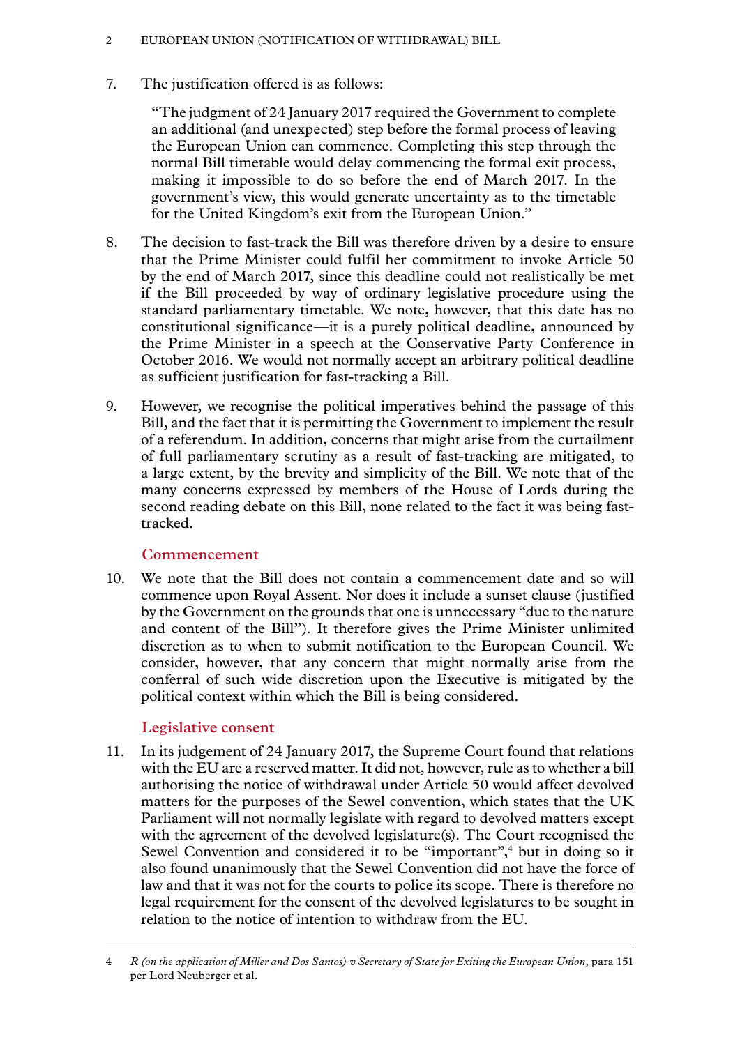7. The justification offered is as follows:

> "The judgment of 24 January 2017 required the Government to complete an additional (and unexpected) step before the formal process of leaving the European Union can commence. Completing this step through the normal Bill timetable would delay commencing the formal exit process, making it impossible to do so before the end of March 2017. In the government's view, this would generate uncertainty as to the timetable for the United Kingdom's exit from the European Union."

8. The decision to fast-track the Bill was therefore driven by a desire to ensure that the Prime Minister could fulfil her commitment to invoke Article 50 by the end of March 2017, since this deadline could not realistically be met if the Bill proceeded by way of ordinary legislative procedure using the standard parliamentary timetable. We note, however, that this date has no constitutional significance—it is a purely political deadline, announced by the Prime Minister in a speech at the Conservative Party Conference in October 2016. We would not normally accept an arbitrary political deadline as sufficient justification for fast-tracking a Bill.

9. However, we recognise the political imperatives behind the passage of this Bill, and the fact that it is permitting the Government to implement the result of a referendum. In addition, concerns that might arise from the curtailment of full parliamentary scrutiny as a result of fast-tracking are mitigated, to a large extent, by the brevity and simplicity of the Bill. We note that of the many concerns expressed by members of the House of Lords during the second reading debate on this Bill, none related to the fact it was being fast-tracked.

### Commencement

10. We note that the Bill does not contain a commencement date and so will commence upon Royal Assent. Nor does it include a sunset clause (justified by the Government on the grounds that one is unnecessary "due to the nature and content of the Bill"). It therefore gives the Prime Minister unlimited discretion as to when to submit notification to the European Council. We consider, however, that any concern that might normally arise from the conferral of such wide discretion upon the Executive is mitigated by the political context within which the Bill is being considered.

### Legislative consent

11. In its judgement of 24 January 2017, the Supreme Court found that relations with the EU are a reserved matter. It did not, however, rule as to whether a bill authorising the notice of withdrawal under Article 50 would affect devolved matters for the purposes of the Sewel convention, which states that the UK Parliament will not normally legislate with regard to devolved matters except with the agreement of the devolved legislature(s). The Court recognised the Sewel Convention and considered it to be "important",[4] but in doing so it also found unanimously that the Sewel Convention did not have the force of law and that it was not for the courts to police its scope. There is therefore no legal requirement for the consent of the devolved legislatures to be sought in relation to the notice of intention to withdraw from the EU.

---

4 *R (on the application of Miller and Dos Santos) v Secretary of State for Exiting the European Union*, para 151 per Lord Neuberger et al.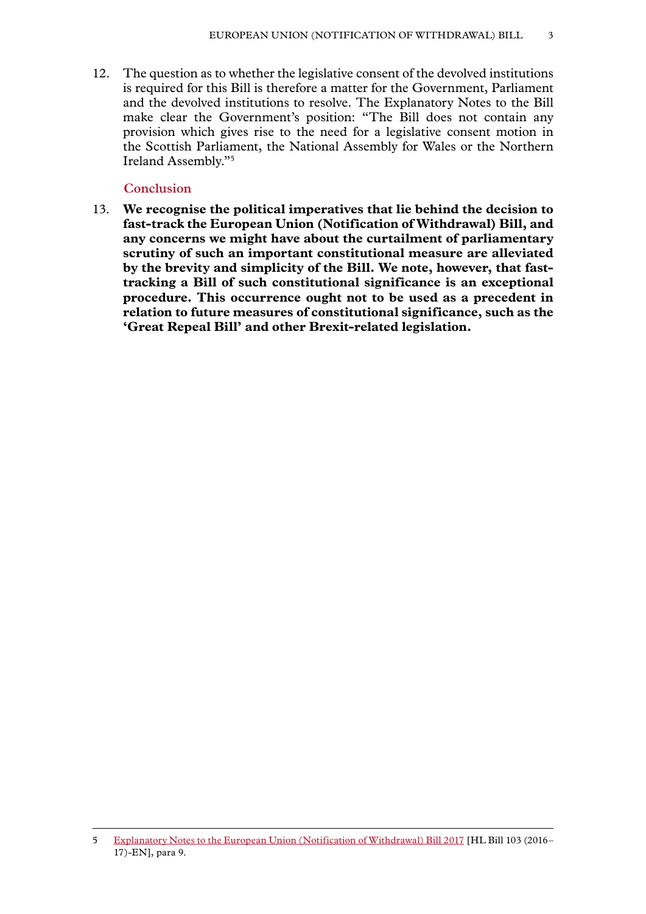12. The question as to whether the legislative consent of the devolved institutions is required for this Bill is therefore a matter for the Government, Parliament and the devolved institutions to resolve. The Explanatory Notes to the Bill make clear the Government's position: "The Bill does not contain any provision which gives rise to the need for a legislative consent motion in the Scottish Parliament, the National Assembly for Wales or the Northern Ireland Assembly."[5]

## Conclusion

13. **We recognise the political imperatives that lie behind the decision to fast-track the European Union (Notification of Withdrawal) Bill, and any concerns we might have about the curtailment of parliamentary scrutiny of such an important constitutional measure are alleviated by the brevity and simplicity of the Bill. We note, however, that fast-tracking a Bill of such constitutional significance is an exceptional procedure. This occurrence ought not to be used as a precedent in relation to future measures of constitutional significance, such as the 'Great Repeal Bill' and other Brexit-related legislation.**

---

5 Explanatory Notes to the European Union (Notification of Withdrawal) Bill 2017 [HL Bill 103 (2016–17)-EN], para 9.